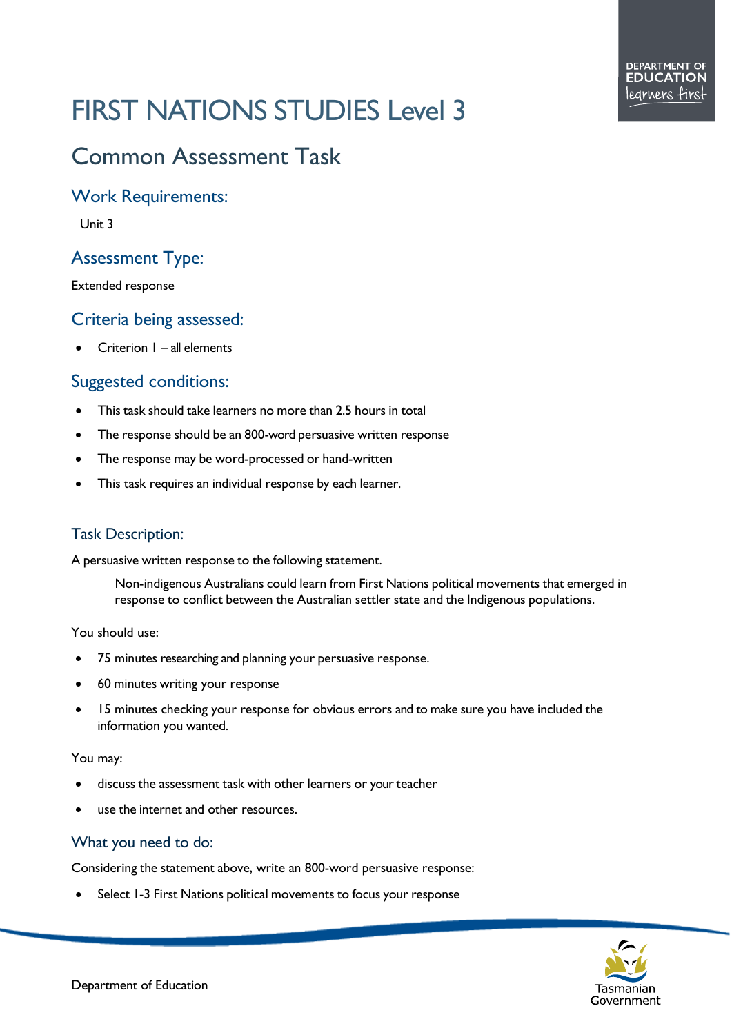# FIRST NATIONS STUDIES Level 3

## Common Assessment Task

### Work Requirements:

Unit 3

### Assessment Type:

Extended response

### Criteria being assessed:

- Criterion 1 – all elements

### Suggested conditions:

- This task should take learners no more than 2.5 hours in total
- The response should be an 800-word persuasive written response
- The response may be word-processed or hand-written
- This task requires an individual response by each learner.

---

### Task Description:

A persuasive written response to the following statement.

> Non-indigenous Australians could learn from First Nations political movements that emerged in response to conflict between the Australian settler state and the Indigenous populations.

You should use:

- 75 minutes researching and planning your persuasive response.
- 60 minutes writing your response
- 15 minutes checking your response for obvious errors and to make sure you have included the information you wanted.

You may:

- discuss the assessment task with other learners or your teacher
- use the internet and other resources.

### What you need to do:

Considering the statement above, write an 800-word persuasive response:

- Select 1-3 First Nations political movements to focus your response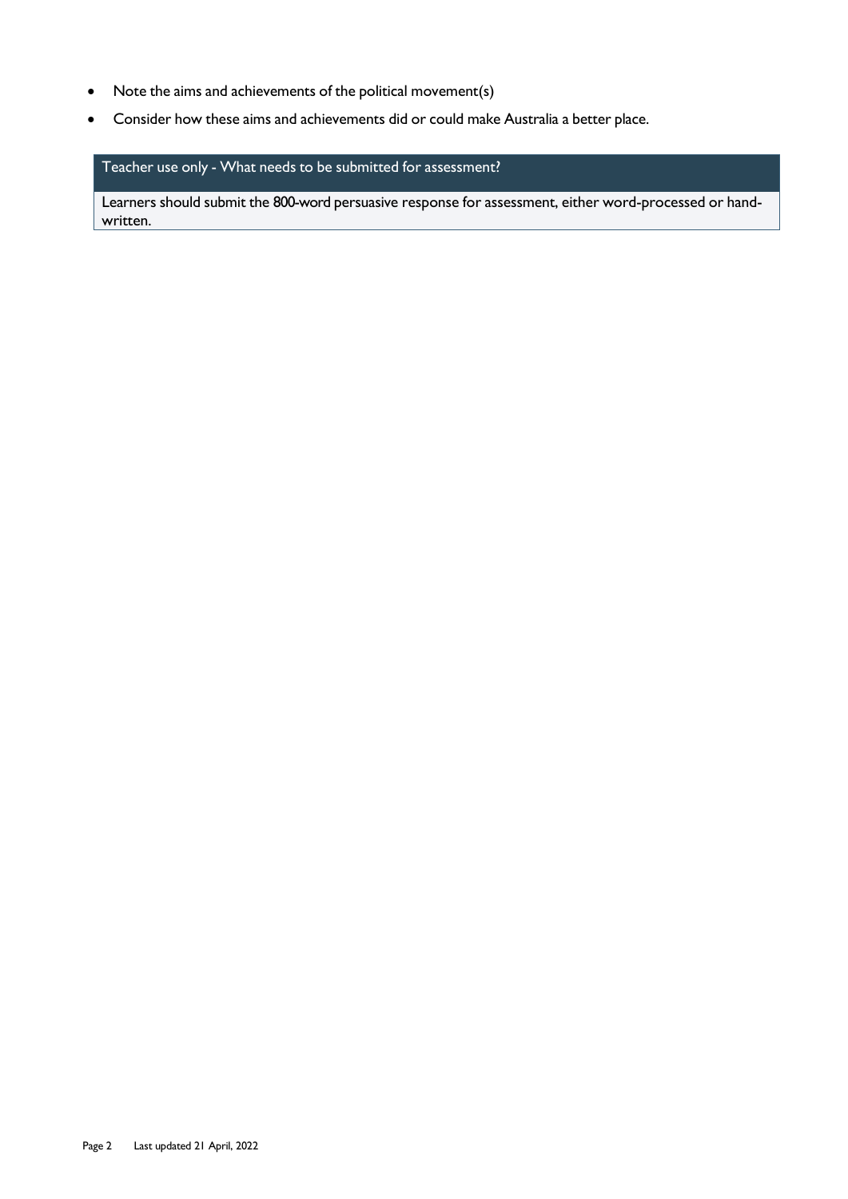- Note the aims and achievements of the political movement(s)
- Consider how these aims and achievements did or could make Australia a better place.

| Teacher use only - What needs to be submitted for assessment? |
| --- |
| Learners should submit the 800-word persuasive response for assessment, either word-processed or hand-written. |